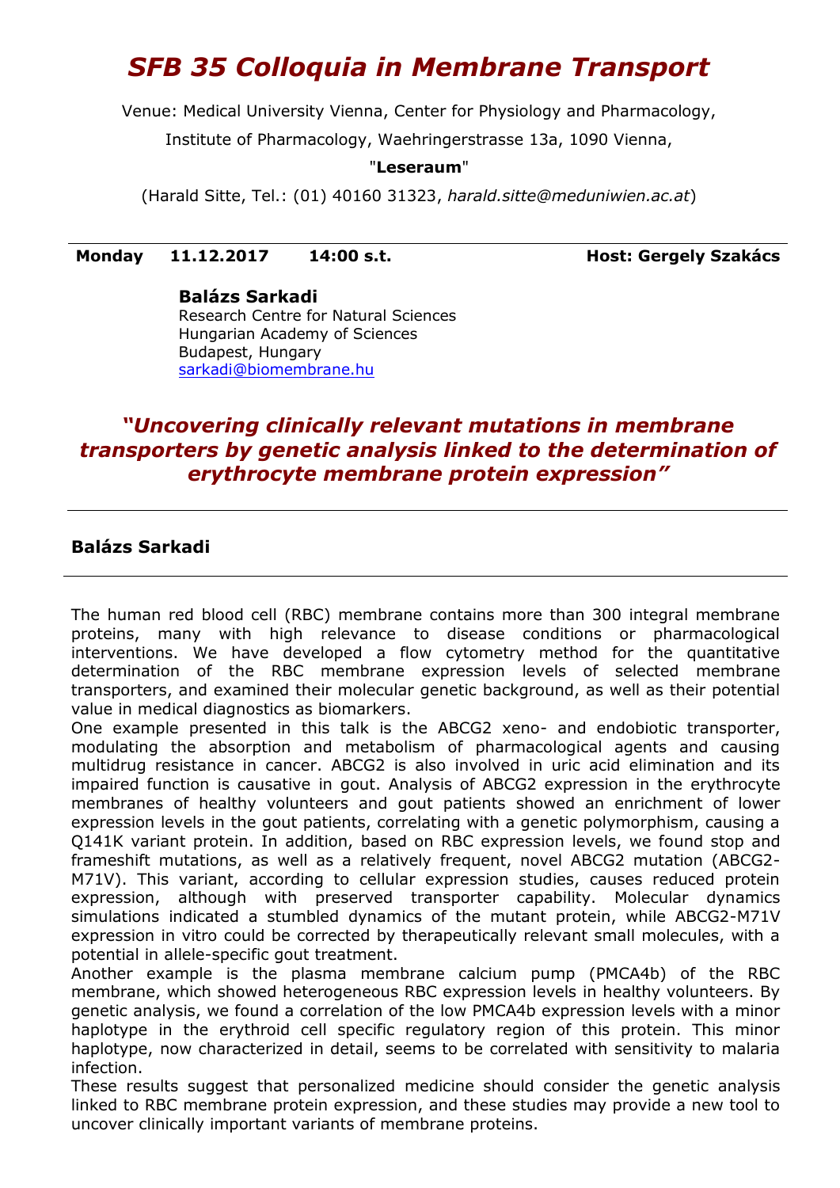# *SFB 35 Colloquia in Membrane Transport*

Venue: Medical University Vienna, Center for Physiology and Pharmacology,

Institute of Pharmacology, Waehringerstrasse 13a, 1090 Vienna,

"**Leseraum**"

(Harald Sitte, Tel.: (01) 40160 31323, *harald.sitte@meduniwien.ac.at*)

---

**Monday 11.12.2017 14:00 s.t. Host: Gergely Szakács**

**Balázs Sarkadi**
Research Centre for Natural Sciences
Hungarian Academy of Sciences
Budapest, Hungary
sarkadi@biomembrane.hu

## *"Uncovering clinically relevant mutations in membrane transporters by genetic analysis linked to the determination of erythrocyte membrane protein expression"*

---

**Balázs Sarkadi**

---

The human red blood cell (RBC) membrane contains more than 300 integral membrane proteins, many with high relevance to disease conditions or pharmacological interventions. We have developed a flow cytometry method for the quantitative determination of the RBC membrane expression levels of selected membrane transporters, and examined their molecular genetic background, as well as their potential value in medical diagnostics as biomarkers.

One example presented in this talk is the ABCG2 xeno- and endobiotic transporter, modulating the absorption and metabolism of pharmacological agents and causing multidrug resistance in cancer. ABCG2 is also involved in uric acid elimination and its impaired function is causative in gout. Analysis of ABCG2 expression in the erythrocyte membranes of healthy volunteers and gout patients showed an enrichment of lower expression levels in the gout patients, correlating with a genetic polymorphism, causing a Q141K variant protein. In addition, based on RBC expression levels, we found stop and frameshift mutations, as well as a relatively frequent, novel ABCG2 mutation (ABCG2-M71V). This variant, according to cellular expression studies, causes reduced protein expression, although with preserved transporter capability. Molecular dynamics simulations indicated a stumbled dynamics of the mutant protein, while ABCG2-M71V expression in vitro could be corrected by therapeutically relevant small molecules, with a potential in allele-specific gout treatment.

Another example is the plasma membrane calcium pump (PMCA4b) of the RBC membrane, which showed heterogeneous RBC expression levels in healthy volunteers. By genetic analysis, we found a correlation of the low PMCA4b expression levels with a minor haplotype in the erythroid cell specific regulatory region of this protein. This minor haplotype, now characterized in detail, seems to be correlated with sensitivity to malaria infection.

These results suggest that personalized medicine should consider the genetic analysis linked to RBC membrane protein expression, and these studies may provide a new tool to uncover clinically important variants of membrane proteins.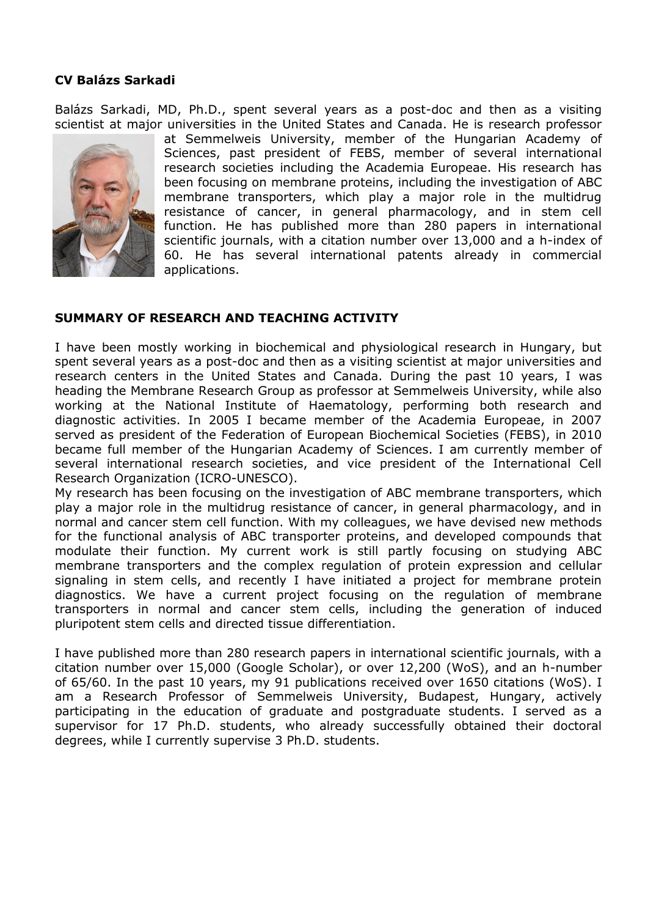**CV Balázs Sarkadi**

Balázs Sarkadi, MD, Ph.D., spent several years as a post-doc and then as a visiting scientist at major universities in the United States and Canada. He is research professor at Semmelweis University, member of the Hungarian Academy of Sciences, past president of FEBS, member of several international research societies including the Academia Europeae. His research has been focusing on membrane proteins, including the investigation of ABC membrane transporters, which play a major role in the multidrug resistance of cancer, in general pharmacology, and in stem cell function. He has published more than 280 papers in international scientific journals, with a citation number over 13,000 and a h-index of 60. He has several international patents already in commercial applications.

**SUMMARY OF RESEARCH AND TEACHING ACTIVITY**

I have been mostly working in biochemical and physiological research in Hungary, but spent several years as a post-doc and then as a visiting scientist at major universities and research centers in the United States and Canada. During the past 10 years, I was heading the Membrane Research Group as professor at Semmelweis University, while also working at the National Institute of Haematology, performing both research and diagnostic activities. In 2005 I became member of the Academia Europeae, in 2007 served as president of the Federation of European Biochemical Societies (FEBS), in 2010 became full member of the Hungarian Academy of Sciences. I am currently member of several international research societies, and vice president of the International Cell Research Organization (ICRO-UNESCO).

My research has been focusing on the investigation of ABC membrane transporters, which play a major role in the multidrug resistance of cancer, in general pharmacology, and in normal and cancer stem cell function. With my colleagues, we have devised new methods for the functional analysis of ABC transporter proteins, and developed compounds that modulate their function. My current work is still partly focusing on studying ABC membrane transporters and the complex regulation of protein expression and cellular signaling in stem cells, and recently I have initiated a project for membrane protein diagnostics. We have a current project focusing on the regulation of membrane transporters in normal and cancer stem cells, including the generation of induced pluripotent stem cells and directed tissue differentiation.

I have published more than 280 research papers in international scientific journals, with a citation number over 15,000 (Google Scholar), or over 12,200 (WoS), and an h-number of 65/60. In the past 10 years, my 91 publications received over 1650 citations (WoS). I am a Research Professor of Semmelweis University, Budapest, Hungary, actively participating in the education of graduate and postgraduate students. I served as a supervisor for 17 Ph.D. students, who already successfully obtained their doctoral degrees, while I currently supervise 3 Ph.D. students.